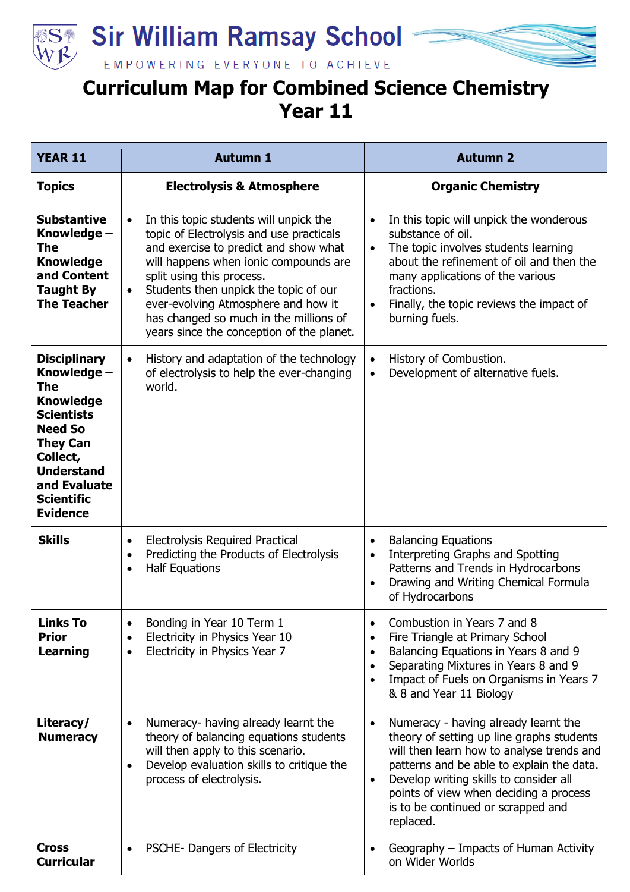# Sir William Ramsay School

EMPOWERING EVERYONE TO ACHIEVE

# Curriculum Map for Combined Science Chemistry Year 11

| YEAR 11 | Autumn 1 | Autumn 2 |
|---|---|---|
| **Topics** | **Electrolysis & Atmosphere** | **Organic Chemistry** |
| **Substantive Knowledge – The Knowledge and Content Taught By The Teacher** | • In this topic students will unpick the topic of Electrolysis and use practicals and exercise to predict and show what will happens when ionic compounds are split using this process.<br>• Students then unpick the topic of our ever-evolving Atmosphere and how it has changed so much in the millions of years since the conception of the planet. | • In this topic will unpick the wonderous substance of oil.<br>• The topic involves students learning about the refinement of oil and then the many applications of the various fractions.<br>• Finally, the topic reviews the impact of burning fuels. |
| **Disciplinary Knowledge – The Knowledge Scientists Need So They Can Collect, Understand and Evaluate Scientific Evidence** | • History and adaptation of the technology of electrolysis to help the ever-changing world. | • History of Combustion.<br>• Development of alternative fuels. |
| **Skills** | • Electrolysis Required Practical<br>• Predicting the Products of Electrolysis<br>• Half Equations | • Balancing Equations<br>• Interpreting Graphs and Spotting Patterns and Trends in Hydrocarbons<br>• Drawing and Writing Chemical Formula of Hydrocarbons |
| **Links To Prior Learning** | • Bonding in Year 10 Term 1<br>• Electricity in Physics Year 10<br>• Electricity in Physics Year 7 | • Combustion in Years 7 and 8<br>• Fire Triangle at Primary School<br>• Balancing Equations in Years 8 and 9<br>• Separating Mixtures in Years 8 and 9<br>• Impact of Fuels on Organisms in Years 7 & 8 and Year 11 Biology |
| **Literacy/ Numeracy** | • Numeracy- having already learnt the theory of balancing equations students will then apply to this scenario.<br>• Develop evaluation skills to critique the process of electrolysis. | • Numeracy - having already learnt the theory of setting up line graphs students will then learn how to analyse trends and patterns and be able to explain the data.<br>• Develop writing skills to consider all points of view when deciding a process is to be continued or scrapped and replaced. |
| **Cross Curricular** | • PSCHE- Dangers of Electricity | • Geography – Impacts of Human Activity on Wider Worlds |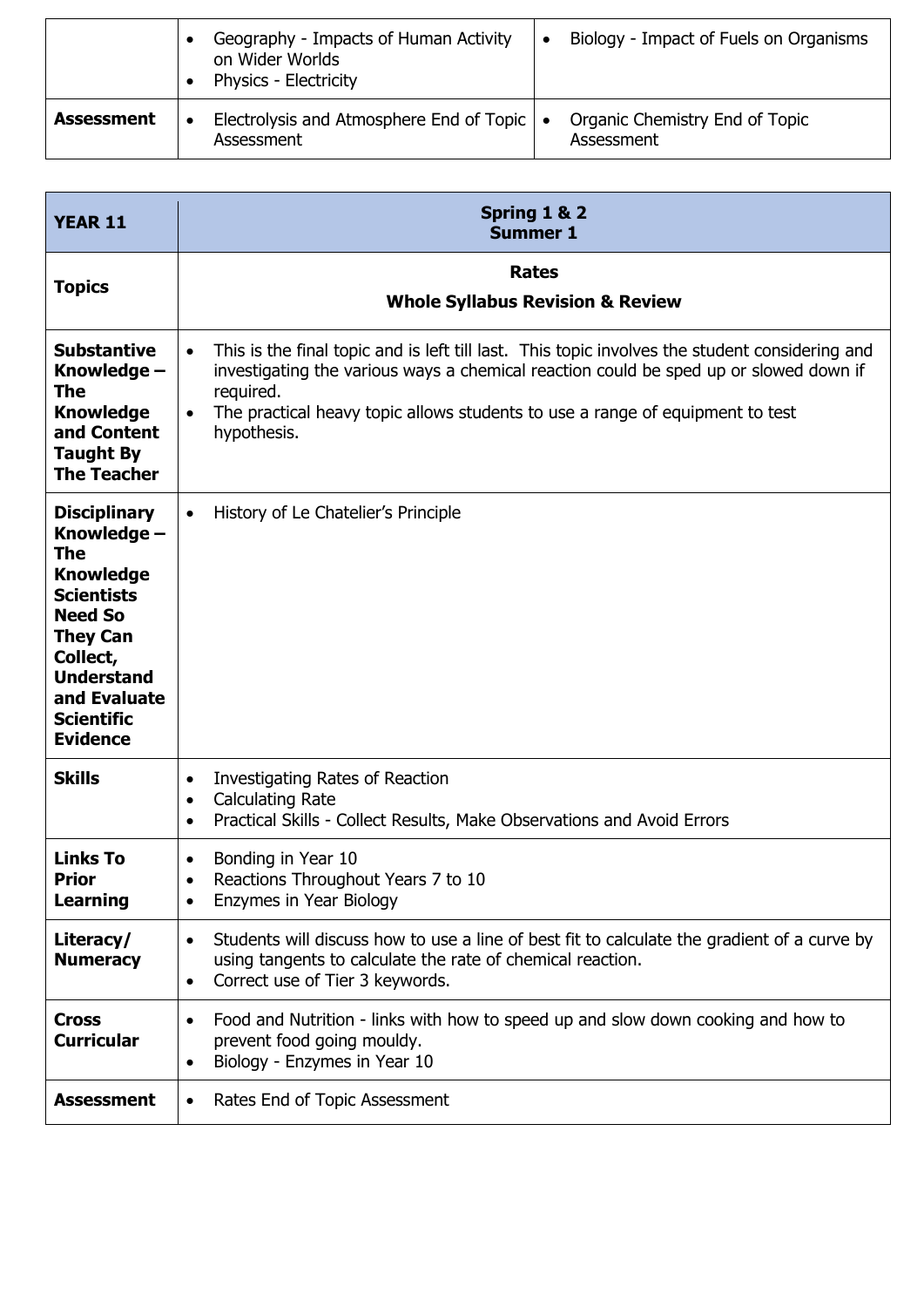| | | |
|---|---|---|
| | • Geography - Impacts of Human Activity on Wider Worlds<br>• Physics - Electricity | • Biology - Impact of Fuels on Organisms |
| **Assessment** | • Electrolysis and Atmosphere End of Topic Assessment | • Organic Chemistry End of Topic Assessment |

| **YEAR 11** | **Spring 1 & 2<br>Summer 1** |
|---|---|
| **Topics** | **Rates**<br>**Whole Syllabus Revision & Review** |
| **Substantive Knowledge – The Knowledge and Content Taught By The Teacher** | • This is the final topic and is left till last. This topic involves the student considering and investigating the various ways a chemical reaction could be sped up or slowed down if required.<br>• The practical heavy topic allows students to use a range of equipment to test hypothesis. |
| **Disciplinary Knowledge – The Knowledge Scientists Need So They Can Collect, Understand and Evaluate Scientific Evidence** | • History of Le Chatelier's Principle |
| **Skills** | • Investigating Rates of Reaction<br>• Calculating Rate<br>• Practical Skills - Collect Results, Make Observations and Avoid Errors |
| **Links To Prior Learning** | • Bonding in Year 10<br>• Reactions Throughout Years 7 to 10<br>• Enzymes in Year Biology |
| **Literacy/ Numeracy** | • Students will discuss how to use a line of best fit to calculate the gradient of a curve by using tangents to calculate the rate of chemical reaction.<br>• Correct use of Tier 3 keywords. |
| **Cross Curricular** | • Food and Nutrition - links with how to speed up and slow down cooking and how to prevent food going mouldy.<br>• Biology - Enzymes in Year 10 |
| **Assessment** | • Rates End of Topic Assessment |